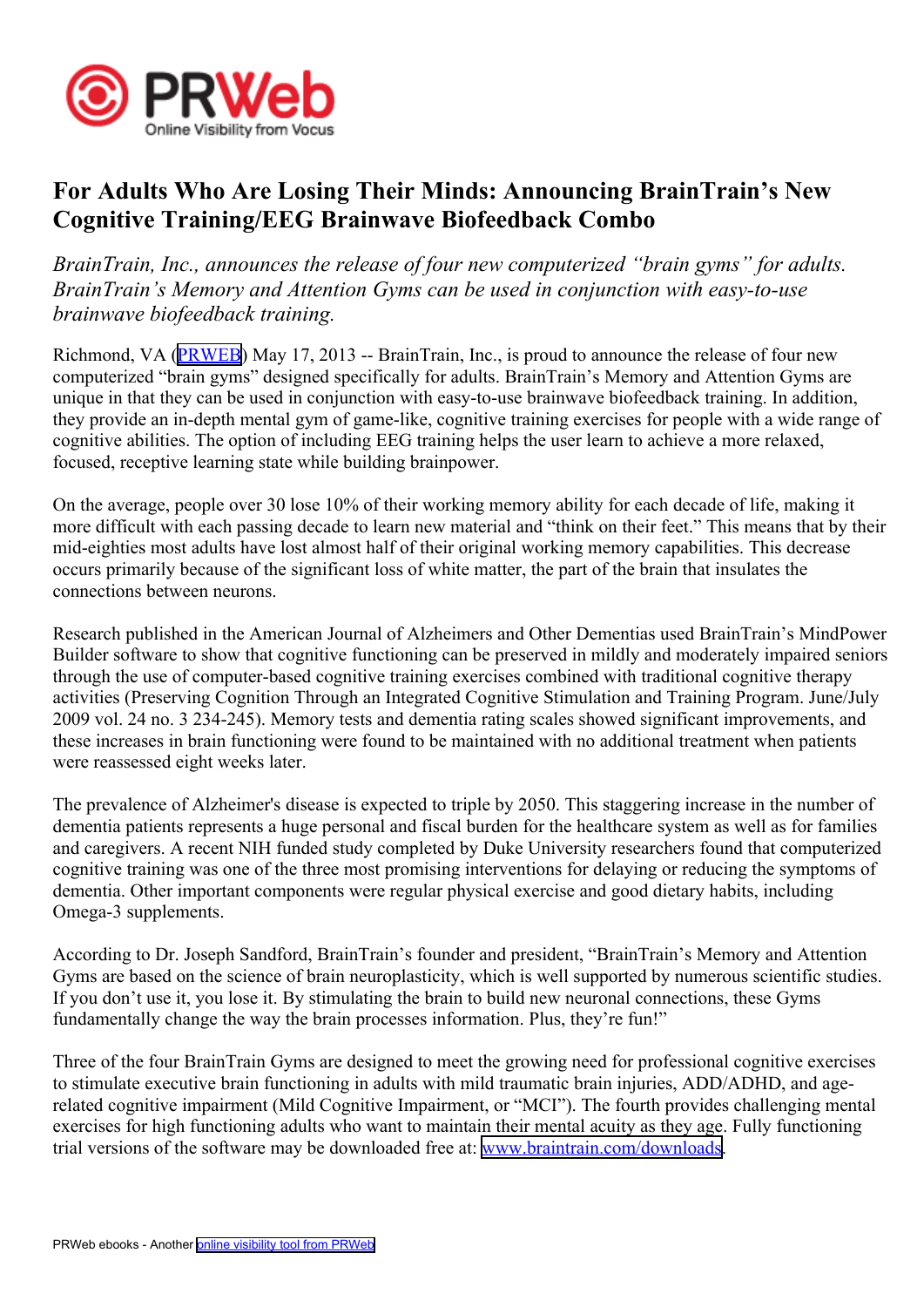# For Adults Who Are Losing Their Minds: Announcing BrainTrain's New Cognitive Training/EEG Brainwave Biofeedback Combo

*BrainTrain, Inc., announces the release of four new computerized "brain gyms" for adults. BrainTrain's Memory and Attention Gyms can be used in conjunction with easy-to-use brainwave biofeedback training.*

Richmond, VA (PRWEB) May 17, 2013 -- BrainTrain, Inc., is proud to announce the release of four new computerized "brain gyms" designed specifically for adults. BrainTrain's Memory and Attention Gyms are unique in that they can be used in conjunction with easy-to-use brainwave biofeedback training. In addition, they provide an in-depth mental gym of game-like, cognitive training exercises for people with a wide range of cognitive abilities. The option of including EEG training helps the user learn to achieve a more relaxed, focused, receptive learning state while building brainpower.

On the average, people over 30 lose 10% of their working memory ability for each decade of life, making it more difficult with each passing decade to learn new material and "think on their feet." This means that by their mid-eighties most adults have lost almost half of their original working memory capabilities. This decrease occurs primarily because of the significant loss of white matter, the part of the brain that insulates the connections between neurons.

Research published in the American Journal of Alzheimers and Other Dementias used BrainTrain's MindPower Builder software to show that cognitive functioning can be preserved in mildly and moderately impaired seniors through the use of computer-based cognitive training exercises combined with traditional cognitive therapy activities (Preserving Cognition Through an Integrated Cognitive Stimulation and Training Program. June/July 2009 vol. 24 no. 3 234-245). Memory tests and dementia rating scales showed significant improvements, and these increases in brain functioning were found to be maintained with no additional treatment when patients were reassessed eight weeks later.

The prevalence of Alzheimer's disease is expected to triple by 2050. This staggering increase in the number of dementia patients represents a huge personal and fiscal burden for the healthcare system as well as for families and caregivers. A recent NIH funded study completed by Duke University researchers found that computerized cognitive training was one of the three most promising interventions for delaying or reducing the symptoms of dementia. Other important components were regular physical exercise and good dietary habits, including Omega-3 supplements.

According to Dr. Joseph Sandford, BrainTrain's founder and president, "BrainTrain's Memory and Attention Gyms are based on the science of brain neuroplasticity, which is well supported by numerous scientific studies. If you don't use it, you lose it. By stimulating the brain to build new neuronal connections, these Gyms fundamentally change the way the brain processes information. Plus, they're fun!"

Three of the four BrainTrain Gyms are designed to meet the growing need for professional cognitive exercises to stimulate executive brain functioning in adults with mild traumatic brain injuries, ADD/ADHD, and age-related cognitive impairment (Mild Cognitive Impairment, or "MCI"). The fourth provides challenging mental exercises for high functioning adults who want to maintain their mental acuity as they age. Fully functioning trial versions of the software may be downloaded free at: www.braintrain.com/downloads.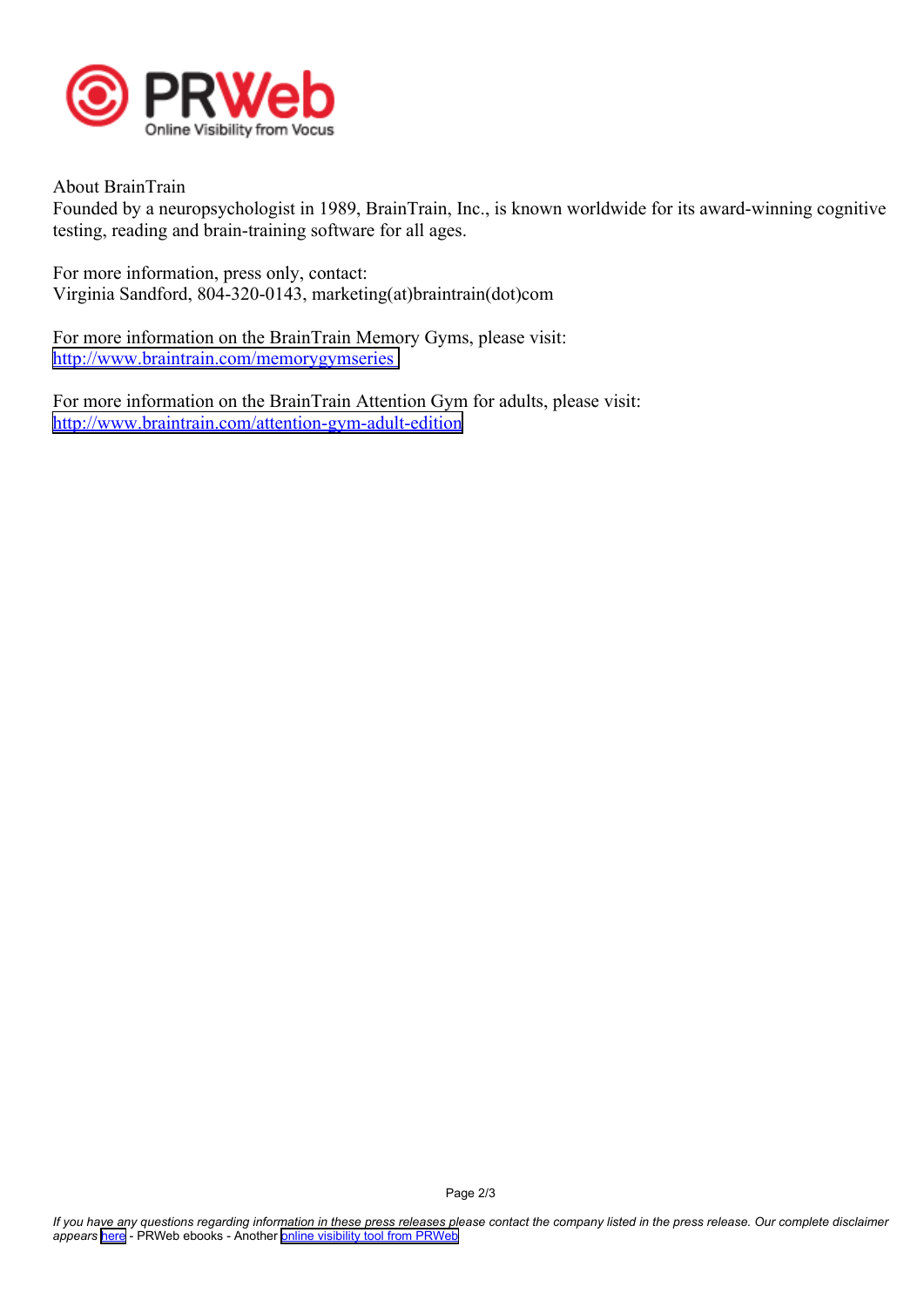About BrainTrain
Founded by a neuropsychologist in 1989, BrainTrain, Inc., is known worldwide for its award-winning cognitive testing, reading and brain-training software for all ages.

For more information, press only, contact:
Virginia Sandford, 804-320-0143, marketing(at)braintrain(dot)com

For more information on the BrainTrain Memory Gyms, please visit:
[http://www.braintrain.com/memorygymseries](http://www.braintrain.com/memorygymseries)

For more information on the BrainTrain Attention Gym for adults, please visit:
[http://www.braintrain.com/attention-gym-adult-edition](http://www.braintrain.com/attention-gym-adult-edition)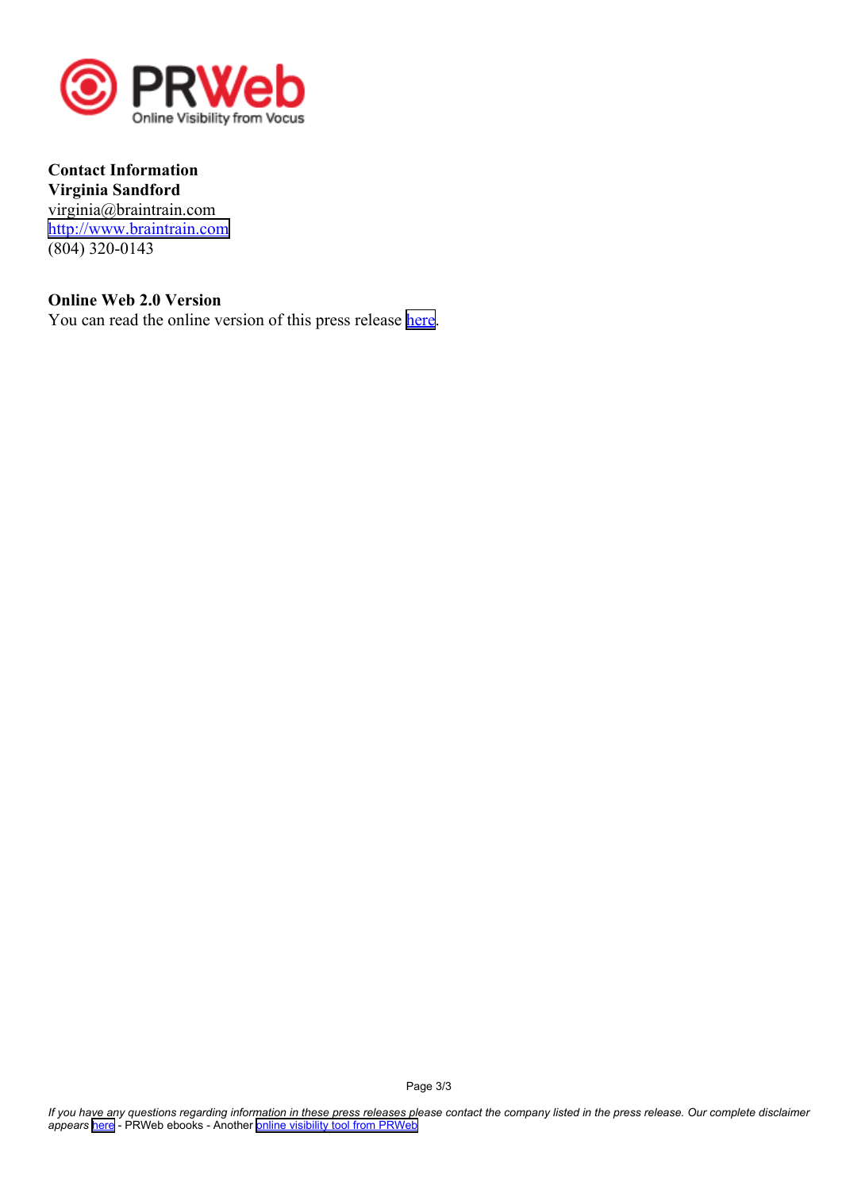**Contact Information**
**Virginia Sandford**
virginia@braintrain.com
http://www.braintrain.com
(804) 320-0143

**Online Web 2.0 Version**
You can read the online version of this press release here.

*If you have any questions regarding information in these press releases please contact the company listed in the press release. Our complete disclaimer appears* here - PRWeb ebooks - Another online visibility tool from PRWeb